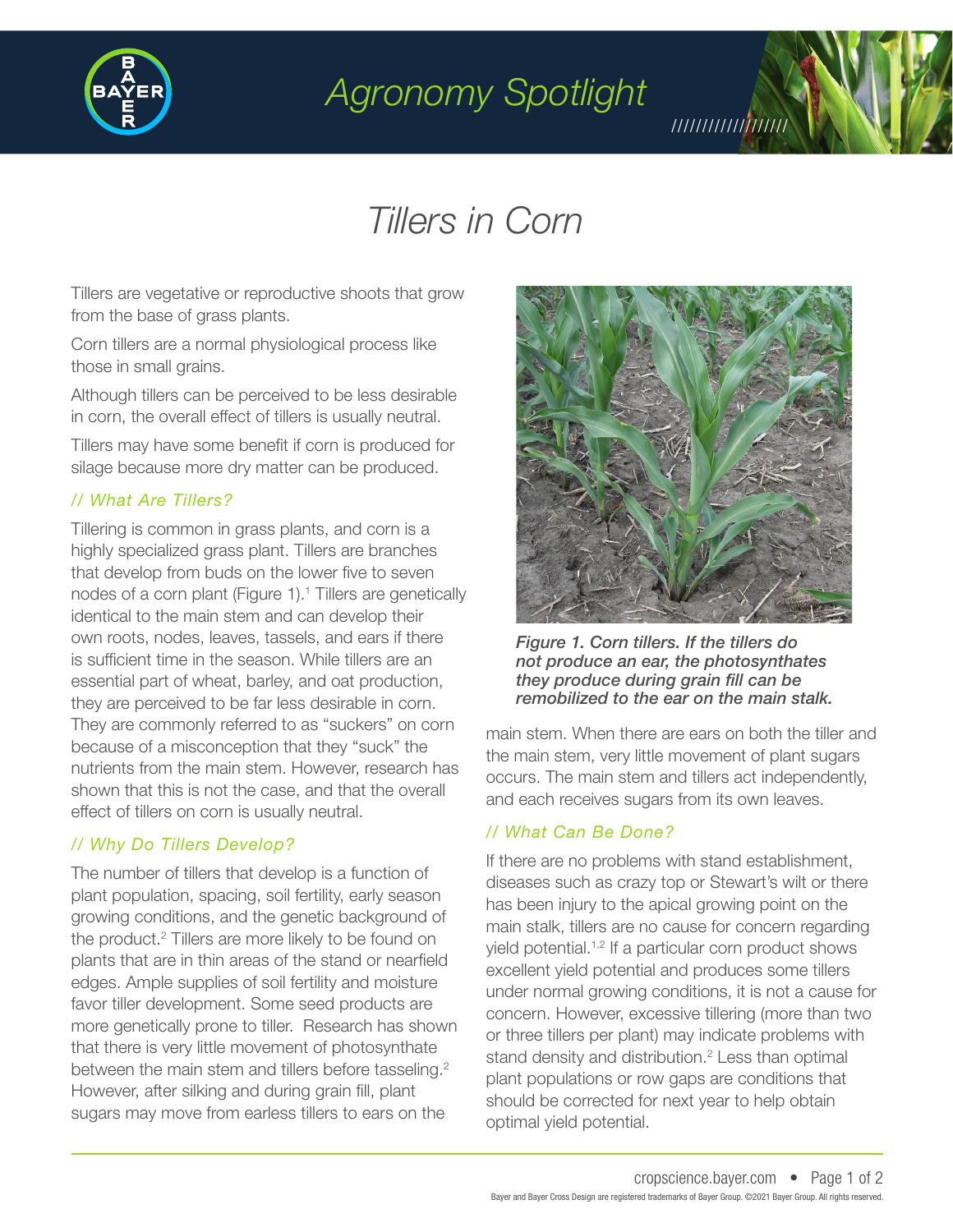# Agronomy Spotlight

# Tillers in Corn

Tillers are vegetative or reproductive shoots that grow from the base of grass plants.

Corn tillers are a normal physiological process like those in small grains.

Although tillers can be perceived to be less desirable in corn, the overall effect of tillers is usually neutral.

Tillers may have some benefit if corn is produced for silage because more dry matter can be produced.

## // What Are Tillers?

Tillering is common in grass plants, and corn is a highly specialized grass plant. Tillers are branches that develop from buds on the lower five to seven nodes of a corn plant (Figure 1).[1] Tillers are genetically identical to the main stem and can develop their own roots, nodes, leaves, tassels, and ears if there is sufficient time in the season. While tillers are an essential part of wheat, barley, and oat production, they are perceived to be far less desirable in corn. They are commonly referred to as "suckers" on corn because of a misconception that they "suck" the nutrients from the main stem. However, research has shown that this is not the case, and that the overall effect of tillers on corn is usually neutral.

## // Why Do Tillers Develop?

The number of tillers that develop is a function of plant population, spacing, soil fertility, early season growing conditions, and the genetic background of the product.[2] Tillers are more likely to be found on plants that are in thin areas of the stand or nearfield edges. Ample supplies of soil fertility and moisture favor tiller development. Some seed products are more genetically prone to tiller. Research has shown that there is very little movement of photosynthate between the main stem and tillers before tasseling.[2] However, after silking and during grain fill, plant sugars may move from earless tillers to ears on the main stem. When there are ears on both the tiller and the main stem, very little movement of plant sugars occurs. The main stem and tillers act independently, and each receives sugars from its own leaves.

***Figure 1. Corn tillers. If the tillers do not produce an ear, the photosynthates they produce during grain fill can be remobilized to the ear on the main stalk.***

## // What Can Be Done?

If there are no problems with stand establishment, diseases such as crazy top or Stewart's wilt or there has been injury to the apical growing point on the main stalk, tillers are no cause for concern regarding yield potential.[1,2] If a particular corn product shows excellent yield potential and produces some tillers under normal growing conditions, it is not a cause for concern. However, excessive tillering (more than two or three tillers per plant) may indicate problems with stand density and distribution.[2] Less than optimal plant populations or row gaps are conditions that should be corrected for next year to help obtain optimal yield potential.

Bayer and Bayer Cross Design are registered trademarks of Bayer Group. ©2021 Bayer Group. All rights reserved.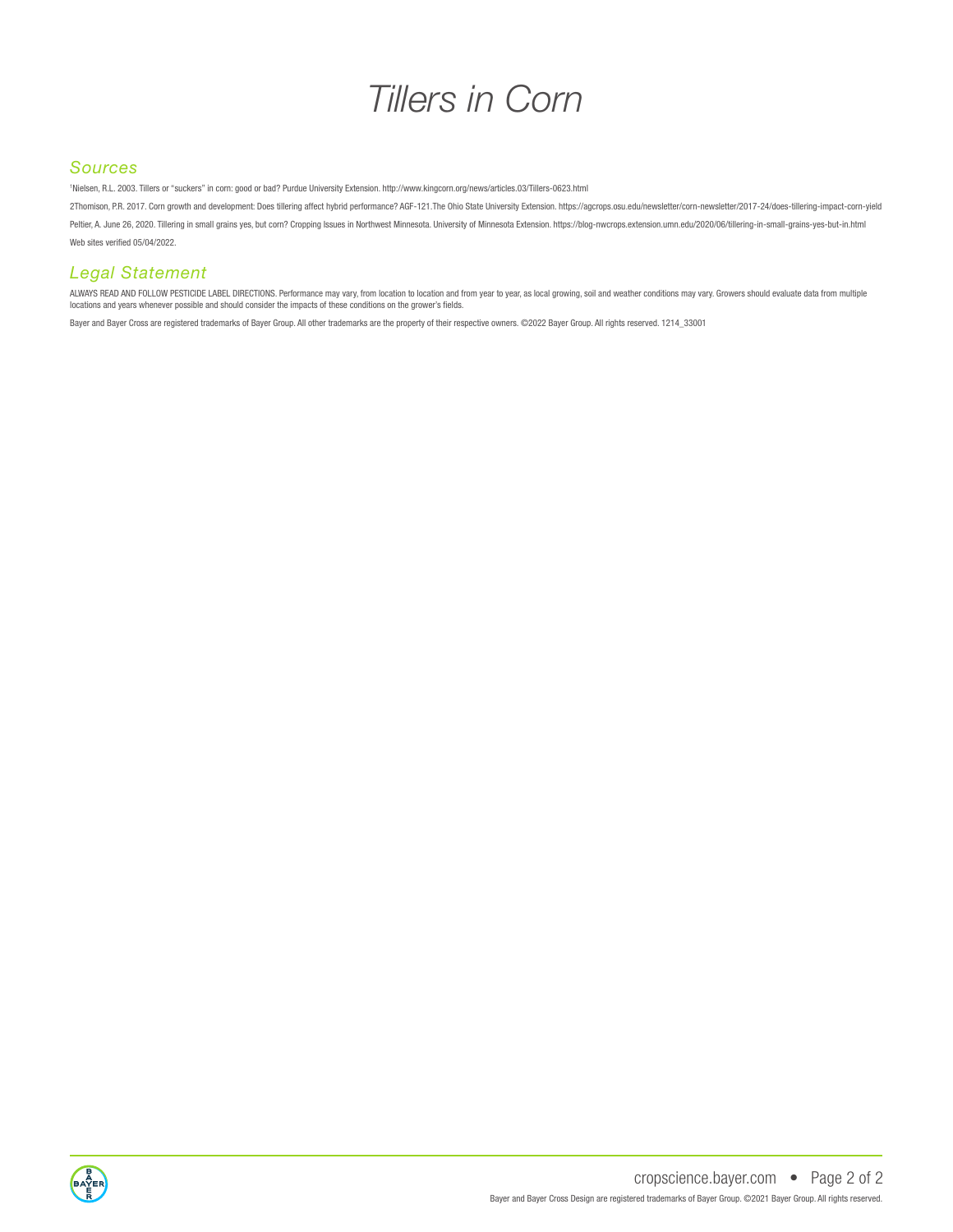# Tillers in Corn

## Sources

[1]Nielsen, R.L. 2003. Tillers or “suckers” in corn: good or bad? Purdue University Extension. http://www.kingcorn.org/news/articles.03/Tillers-0623.html

2Thomison, P.R. 2017. Corn growth and development: Does tillering affect hybrid performance? AGF-121.The Ohio State University Extension. https://agcrops.osu.edu/newsletter/corn-newsletter/2017-24/does-tillering-impact-corn-yield

Peltier, A. June 26, 2020. Tillering in small grains yes, but corn? Cropping Issues in Northwest Minnesota. University of Minnesota Extension. https://blog-nwcrops.extension.umn.edu/2020/06/tillering-in-small-grains-yes-but-in.html

Web sites verified 05/04/2022.

## Legal Statement

ALWAYS READ AND FOLLOW PESTICIDE LABEL DIRECTIONS. Performance may vary, from location to location and from year to year, as local growing, soil and weather conditions may vary. Growers should evaluate data from multiple locations and years whenever possible and should consider the impacts of these conditions on the grower’s fields.

Bayer and Bayer Cross are registered trademarks of Bayer Group. All other trademarks are the property of their respective owners. ©2022 Bayer Group. All rights reserved. 1214_33001